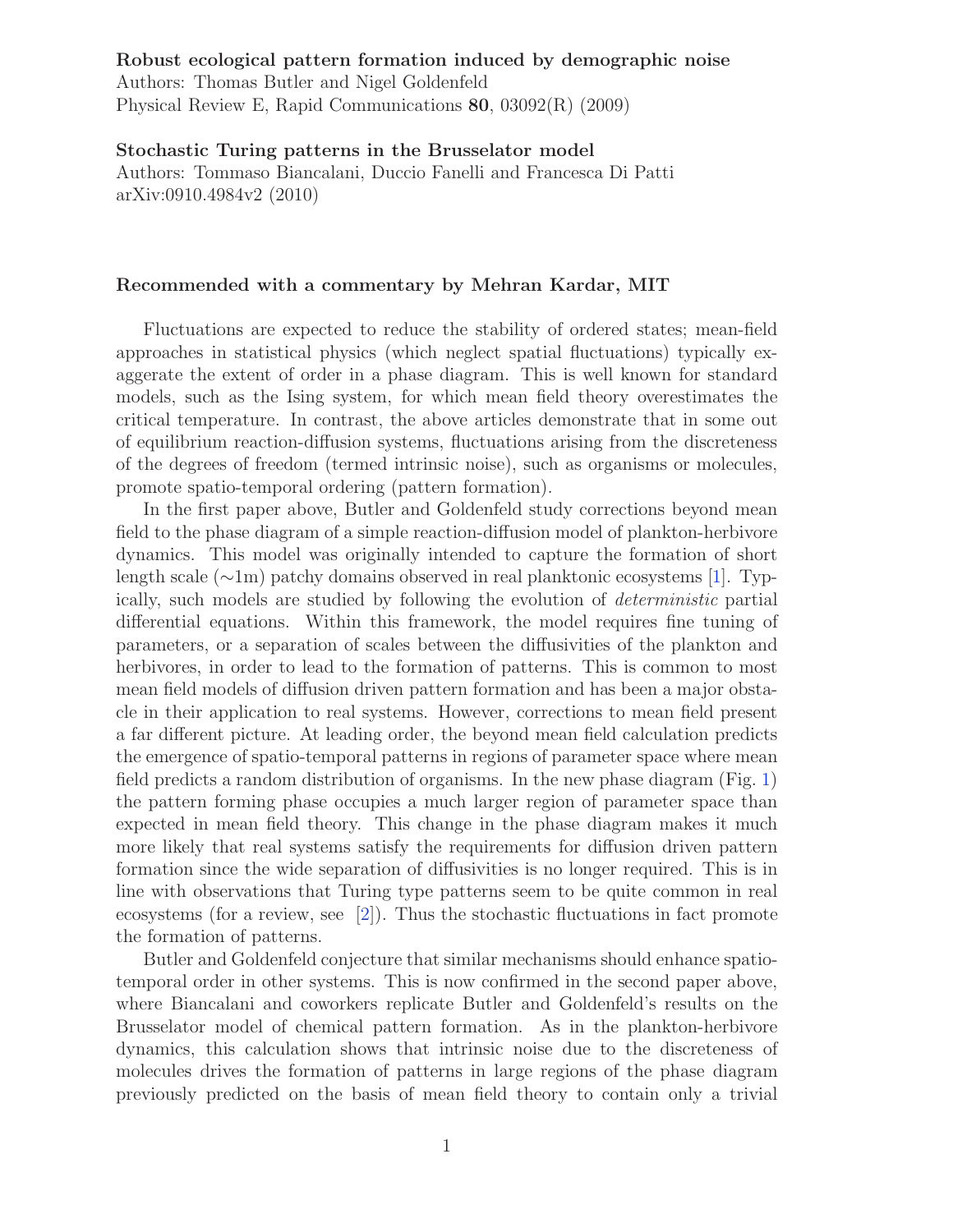**Robust ecological pattern formation induced by demographic noise**
Authors: Thomas Butler and Nigel Goldenfeld
Physical Review E, Rapid Communications **80**, 03092(R) (2009)

**Stochastic Turing patterns in the Brusselator model**
Authors: Tommaso Biancalani, Duccio Fanelli and Francesca Di Patti
arXiv:0910.4984v2 (2010)

**Recommended with a commentary by Mehran Kardar, MIT**

Fluctuations are expected to reduce the stability of ordered states; mean-field approaches in statistical physics (which neglect spatial fluctuations) typically exaggerate the extent of order in a phase diagram. This is well known for standard models, such as the Ising system, for which mean field theory overestimates the critical temperature. In contrast, the above articles demonstrate that in some out of equilibrium reaction-diffusion systems, fluctuations arising from the discreteness of the degrees of freedom (termed intrinsic noise), such as organisms or molecules, promote spatio-temporal ordering (pattern formation).

In the first paper above, Butler and Goldenfeld study corrections beyond mean field to the phase diagram of a simple reaction-diffusion model of plankton-herbivore dynamics. This model was originally intended to capture the formation of short length scale (∼1m) patchy domains observed in real planktonic ecosystems [1]. Typically, such models are studied by following the evolution of *deterministic* partial differential equations. Within this framework, the model requires fine tuning of parameters, or a separation of scales between the diffusivities of the plankton and herbivores, in order to lead to the formation of patterns. This is common to most mean field models of diffusion driven pattern formation and has been a major obstacle in their application to real systems. However, corrections to mean field present a far different picture. At leading order, the beyond mean field calculation predicts the emergence of spatio-temporal patterns in regions of parameter space where mean field predicts a random distribution of organisms. In the new phase diagram (Fig. 1) the pattern forming phase occupies a much larger region of parameter space than expected in mean field theory. This change in the phase diagram makes it much more likely that real systems satisfy the requirements for diffusion driven pattern formation since the wide separation of diffusivities is no longer required. This is in line with observations that Turing type patterns seem to be quite common in real ecosystems (for a review, see [2]). Thus the stochastic fluctuations in fact promote the formation of patterns.

Butler and Goldenfeld conjecture that similar mechanisms should enhance spatio-temporal order in other systems. This is now confirmed in the second paper above, where Biancalani and coworkers replicate Butler and Goldenfeld's results on the Brusselator model of chemical pattern formation. As in the plankton-herbivore dynamics, this calculation shows that intrinsic noise due to the discreteness of molecules drives the formation of patterns in large regions of the phase diagram previously predicted on the basis of mean field theory to contain only a trivial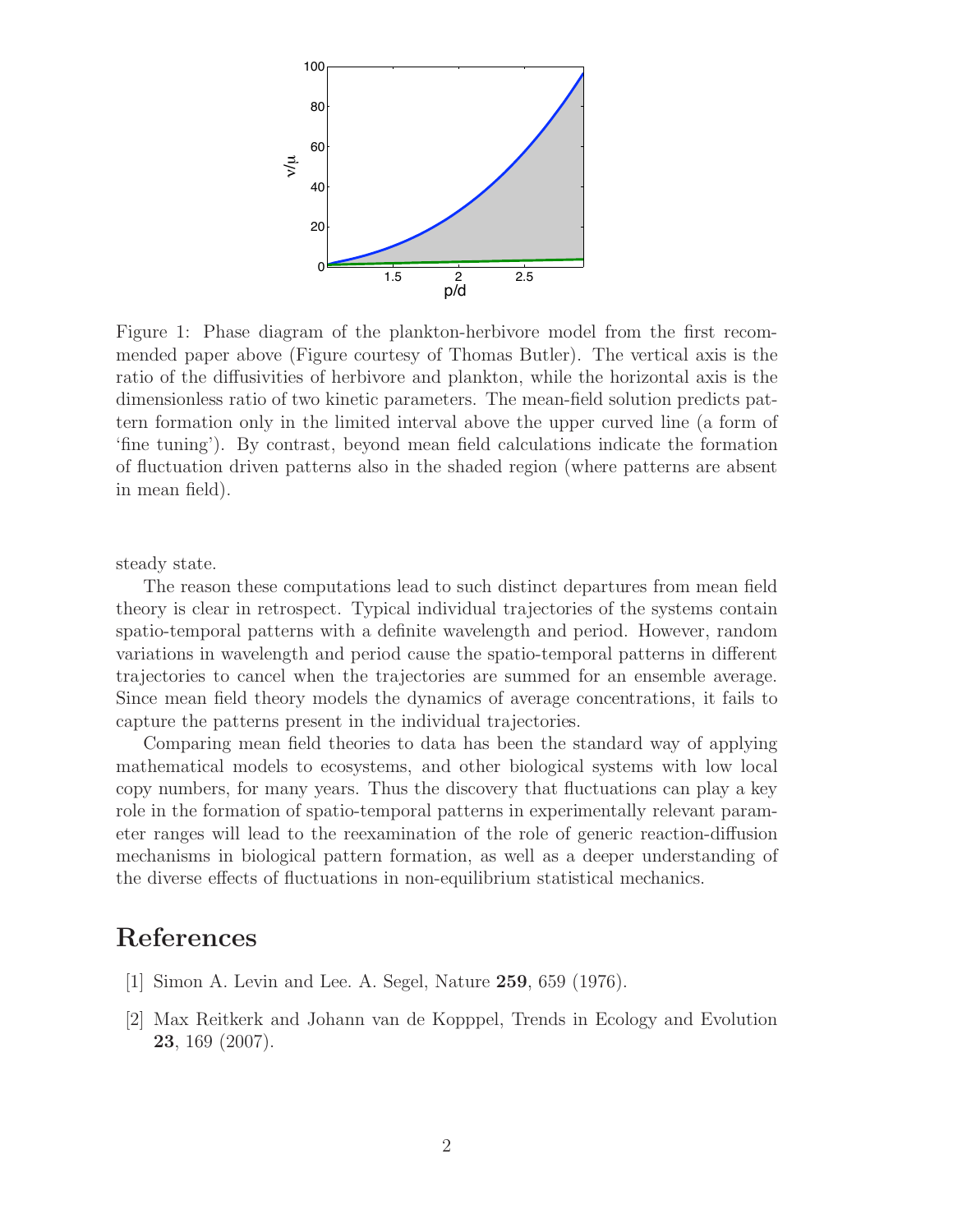100
80
60
40
20
0
1.5
2
2.5
p/d
ν/μ

Figure 1: Phase diagram of the plankton-herbivore model from the first recommended paper above (Figure courtesy of Thomas Butler). The vertical axis is the ratio of the diffusivities of herbivore and plankton, while the horizontal axis is the dimensionless ratio of two kinetic parameters. The mean-field solution predicts pattern formation only in the limited interval above the upper curved line (a form of 'fine tuning'). By contrast, beyond mean field calculations indicate the formation of fluctuation driven patterns also in the shaded region (where patterns are absent in mean field).

steady state.

The reason these computations lead to such distinct departures from mean field theory is clear in retrospect. Typical individual trajectories of the systems contain spatio-temporal patterns with a definite wavelength and period. However, random variations in wavelength and period cause the spatio-temporal patterns in different trajectories to cancel when the trajectories are summed for an ensemble average. Since mean field theory models the dynamics of average concentrations, it fails to capture the patterns present in the individual trajectories.

Comparing mean field theories to data has been the standard way of applying mathematical models to ecosystems, and other biological systems with low local copy numbers, for many years. Thus the discovery that fluctuations can play a key role in the formation of spatio-temporal patterns in experimentally relevant parameter ranges will lead to the reexamination of the role of generic reaction-diffusion mechanisms in biological pattern formation, as well as a deeper understanding of the diverse effects of fluctuations in non-equilibrium statistical mechanics.

# References

[1] Simon A. Levin and Lee. A. Segel, Nature **259**, 659 (1976).

[2] Max Reitkerk and Johann van de Kopppel, Trends in Ecology and Evolution **23**, 169 (2007).